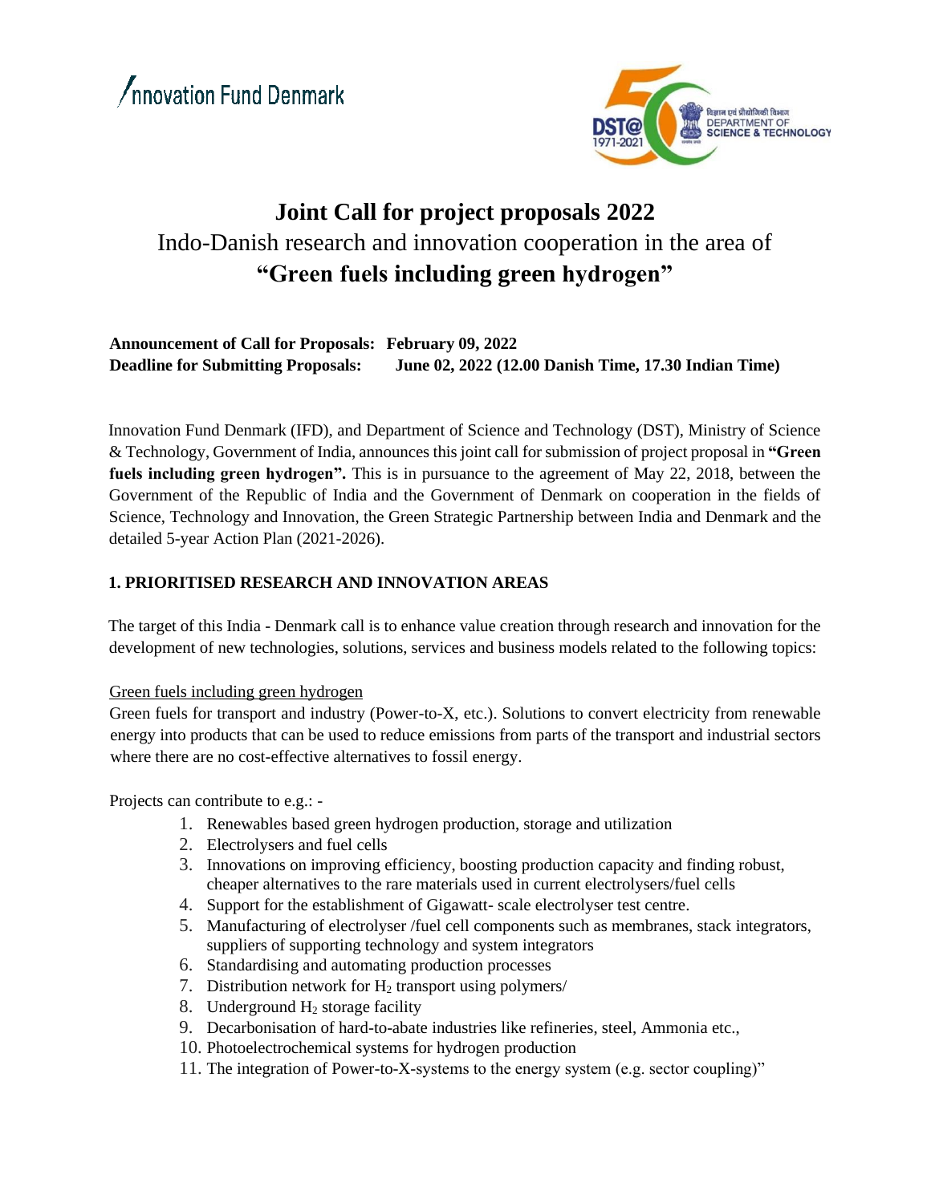Innovation Fund Denmark

विज्ञान एवं प्रौद्योगिकी विभाग
DEPARTMENT OF SCIENCE & TECHNOLOGY

# Joint Call for project proposals 2022

## Indo-Danish research and innovation cooperation in the area of **"Green fuels including green hydrogen"**

**Announcement of Call for Proposals: February 09, 2022**
**Deadline for Submitting Proposals: June 02, 2022 (12.00 Danish Time, 17.30 Indian Time)**

Innovation Fund Denmark (IFD), and Department of Science and Technology (DST), Ministry of Science & Technology, Government of India, announces this joint call for submission of project proposal in **"Green fuels including green hydrogen".** This is in pursuance to the agreement of May 22, 2018, between the Government of the Republic of India and the Government of Denmark on cooperation in the fields of Science, Technology and Innovation, the Green Strategic Partnership between India and Denmark and the detailed 5-year Action Plan (2021-2026).

### 1. PRIORITISED RESEARCH AND INNOVATION AREAS

The target of this India - Denmark call is to enhance value creation through research and innovation for the development of new technologies, solutions, services and business models related to the following topics:

Green fuels including green hydrogen

Green fuels for transport and industry (Power-to-X, etc.). Solutions to convert electricity from renewable energy into products that can be used to reduce emissions from parts of the transport and industrial sectors where there are no cost-effective alternatives to fossil energy.

Projects can contribute to e.g.: -

1. Renewables based green hydrogen production, storage and utilization
2. Electrolysers and fuel cells
3. Innovations on improving efficiency, boosting production capacity and finding robust, cheaper alternatives to the rare materials used in current electrolysers/fuel cells
4. Support for the establishment of Gigawatt- scale electrolyser test centre.
5. Manufacturing of electrolyser /fuel cell components such as membranes, stack integrators, suppliers of supporting technology and system integrators
6. Standardising and automating production processes
7. Distribution network for $H_2$ transport using polymers/
8. Underground $H_2$ storage facility
9. Decarbonisation of hard-to-abate industries like refineries, steel, Ammonia etc.,
10. Photoelectrochemical systems for hydrogen production
11. The integration of Power-to-X-systems to the energy system (e.g. sector coupling)"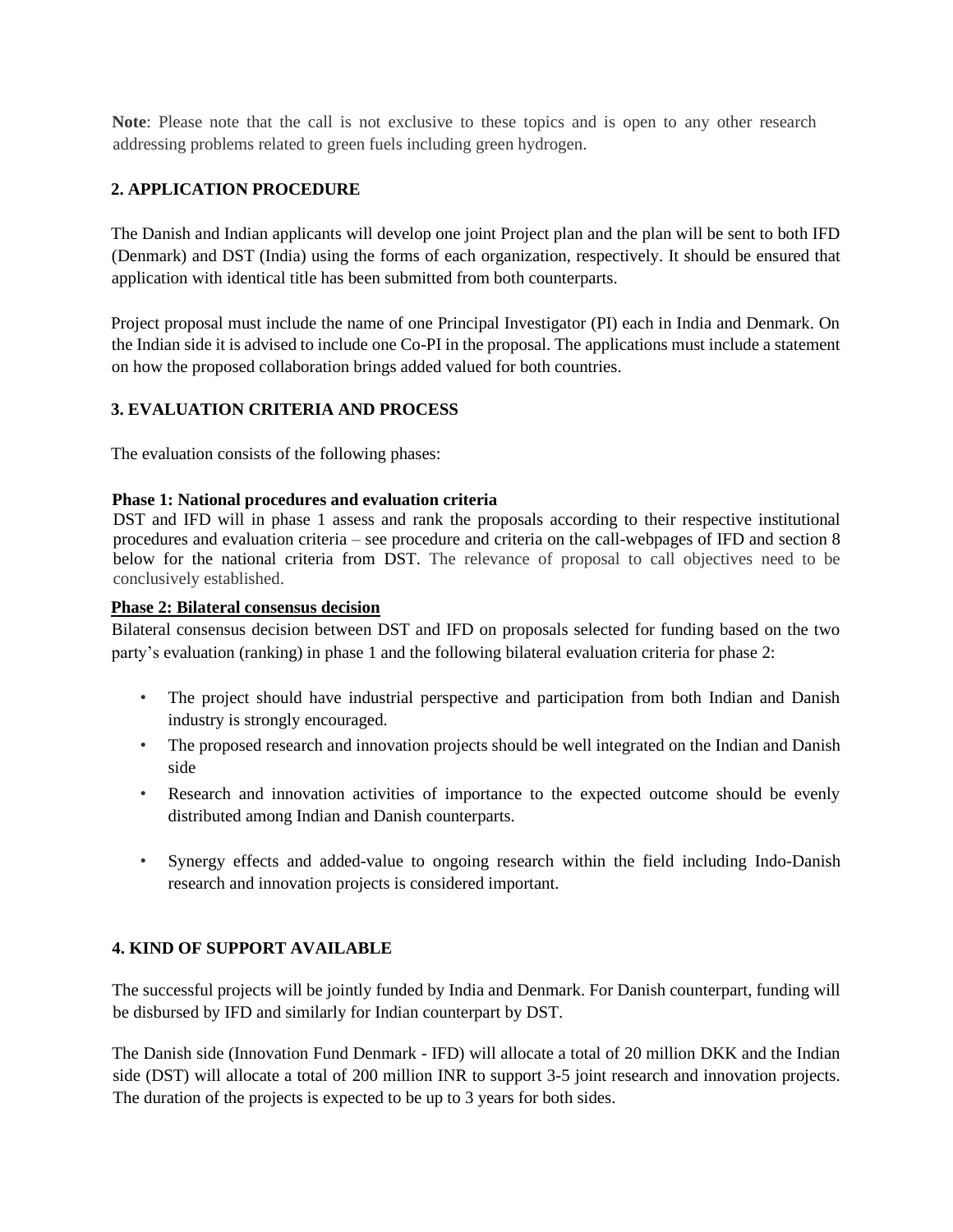**Note**: Please note that the call is not exclusive to these topics and is open to any other research addressing problems related to green fuels including green hydrogen.

## 2. APPLICATION PROCEDURE

The Danish and Indian applicants will develop one joint Project plan and the plan will be sent to both IFD (Denmark) and DST (India) using the forms of each organization, respectively. It should be ensured that application with identical title has been submitted from both counterparts.

Project proposal must include the name of one Principal Investigator (PI) each in India and Denmark. On the Indian side it is advised to include one Co-PI in the proposal. The applications must include a statement on how the proposed collaboration brings added valued for both countries.

## 3. EVALUATION CRITERIA AND PROCESS

The evaluation consists of the following phases:

**Phase 1: National procedures and evaluation criteria**

DST and IFD will in phase 1 assess and rank the proposals according to their respective institutional procedures and evaluation criteria – see procedure and criteria on the call-webpages of IFD and section 8 below for the national criteria from DST. The relevance of proposal to call objectives need to be conclusively established.

**Phase 2: Bilateral consensus decision**

Bilateral consensus decision between DST and IFD on proposals selected for funding based on the two party's evaluation (ranking) in phase 1 and the following bilateral evaluation criteria for phase 2:

- The project should have industrial perspective and participation from both Indian and Danish industry is strongly encouraged.
- The proposed research and innovation projects should be well integrated on the Indian and Danish side
- Research and innovation activities of importance to the expected outcome should be evenly distributed among Indian and Danish counterparts.
- Synergy effects and added-value to ongoing research within the field including Indo-Danish research and innovation projects is considered important.

## 4. KIND OF SUPPORT AVAILABLE

The successful projects will be jointly funded by India and Denmark. For Danish counterpart, funding will be disbursed by IFD and similarly for Indian counterpart by DST.

The Danish side (Innovation Fund Denmark - IFD) will allocate a total of 20 million DKK and the Indian side (DST) will allocate a total of 200 million INR to support 3-5 joint research and innovation projects. The duration of the projects is expected to be up to 3 years for both sides.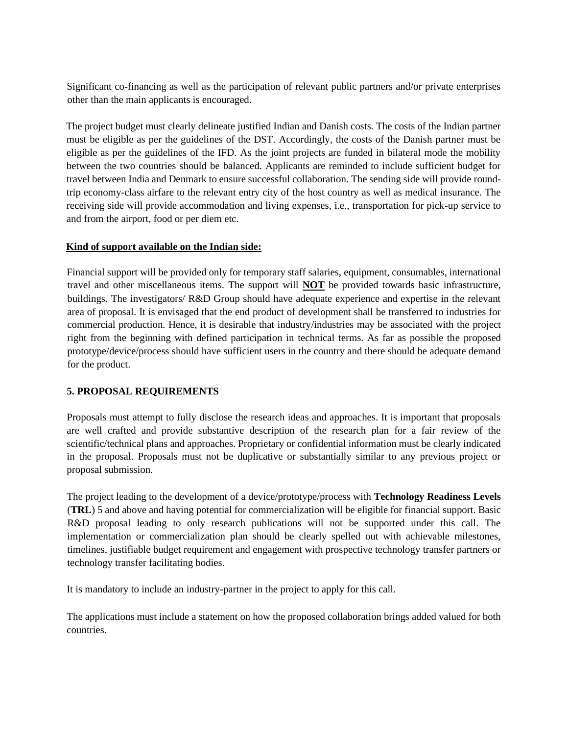Significant co-financing as well as the participation of relevant public partners and/or private enterprises other than the main applicants is encouraged.

The project budget must clearly delineate justified Indian and Danish costs. The costs of the Indian partner must be eligible as per the guidelines of the DST. Accordingly, the costs of the Danish partner must be eligible as per the guidelines of the IFD. As the joint projects are funded in bilateral mode the mobility between the two countries should be balanced. Applicants are reminded to include sufficient budget for travel between India and Denmark to ensure successful collaboration. The sending side will provide round-trip economy-class airfare to the relevant entry city of the host country as well as medical insurance. The receiving side will provide accommodation and living expenses, i.e., transportation for pick-up service to and from the airport, food or per diem etc.

**Kind of support available on the Indian side:**

Financial support will be provided only for temporary staff salaries, equipment, consumables, international travel and other miscellaneous items. The support will **NOT** be provided towards basic infrastructure, buildings. The investigators/ R&D Group should have adequate experience and expertise in the relevant area of proposal. It is envisaged that the end product of development shall be transferred to industries for commercial production. Hence, it is desirable that industry/industries may be associated with the project right from the beginning with defined participation in technical terms. As far as possible the proposed prototype/device/process should have sufficient users in the country and there should be adequate demand for the product.

## 5. PROPOSAL REQUIREMENTS

Proposals must attempt to fully disclose the research ideas and approaches. It is important that proposals are well crafted and provide substantive description of the research plan for a fair review of the scientific/technical plans and approaches. Proprietary or confidential information must be clearly indicated in the proposal. Proposals must not be duplicative or substantially similar to any previous project or proposal submission.

The project leading to the development of a device/prototype/process with **Technology Readiness Levels** (**TRL**) 5 and above and having potential for commercialization will be eligible for financial support. Basic R&D proposal leading to only research publications will not be supported under this call. The implementation or commercialization plan should be clearly spelled out with achievable milestones, timelines, justifiable budget requirement and engagement with prospective technology transfer partners or technology transfer facilitating bodies.

It is mandatory to include an industry-partner in the project to apply for this call.

The applications must include a statement on how the proposed collaboration brings added valued for both countries.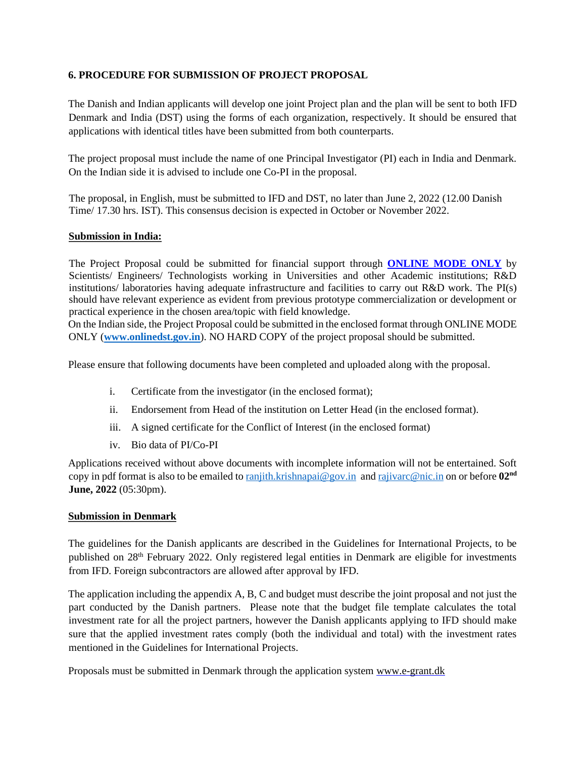## 6. PROCEDURE FOR SUBMISSION OF PROJECT PROPOSAL

The Danish and Indian applicants will develop one joint Project plan and the plan will be sent to both IFD Denmark and India (DST) using the forms of each organization, respectively. It should be ensured that applications with identical titles have been submitted from both counterparts.

The project proposal must include the name of one Principal Investigator (PI) each in India and Denmark. On the Indian side it is advised to include one Co-PI in the proposal.

The proposal, in English, must be submitted to IFD and DST, no later than June 2, 2022 (12.00 Danish Time/ 17.30 hrs. IST). This consensus decision is expected in October or November 2022.

**Submission in India:**

The Project Proposal could be submitted for financial support through **ONLINE MODE ONLY** by Scientists/ Engineers/ Technologists working in Universities and other Academic institutions; R&D institutions/ laboratories having adequate infrastructure and facilities to carry out R&D work. The PI(s) should have relevant experience as evident from previous prototype commercialization or development or practical experience in the chosen area/topic with field knowledge.

On the Indian side, the Project Proposal could be submitted in the enclosed format through ONLINE MODE ONLY (**www.onlinedst.gov.in**). NO HARD COPY of the project proposal should be submitted.

Please ensure that following documents have been completed and uploaded along with the proposal.

i. Certificate from the investigator (in the enclosed format);

ii. Endorsement from Head of the institution on Letter Head (in the enclosed format).

iii. A signed certificate for the Conflict of Interest (in the enclosed format)

iv. Bio data of PI/Co-PI

Applications received without above documents with incomplete information will not be entertained. Soft copy in pdf format is also to be emailed to ranjith.krishnapai@gov.in and rajivarc@nic.in on or before **02nd June, 2022** (05:30pm).

**Submission in Denmark**

The guidelines for the Danish applicants are described in the Guidelines for International Projects, to be published on 28th February 2022. Only registered legal entities in Denmark are eligible for investments from IFD. Foreign subcontractors are allowed after approval by IFD.

The application including the appendix A, B, C and budget must describe the joint proposal and not just the part conducted by the Danish partners. Please note that the budget file template calculates the total investment rate for all the project partners, however the Danish applicants applying to IFD should make sure that the applied investment rates comply (both the individual and total) with the investment rates mentioned in the Guidelines for International Projects.

Proposals must be submitted in Denmark through the application system www.e-grant.dk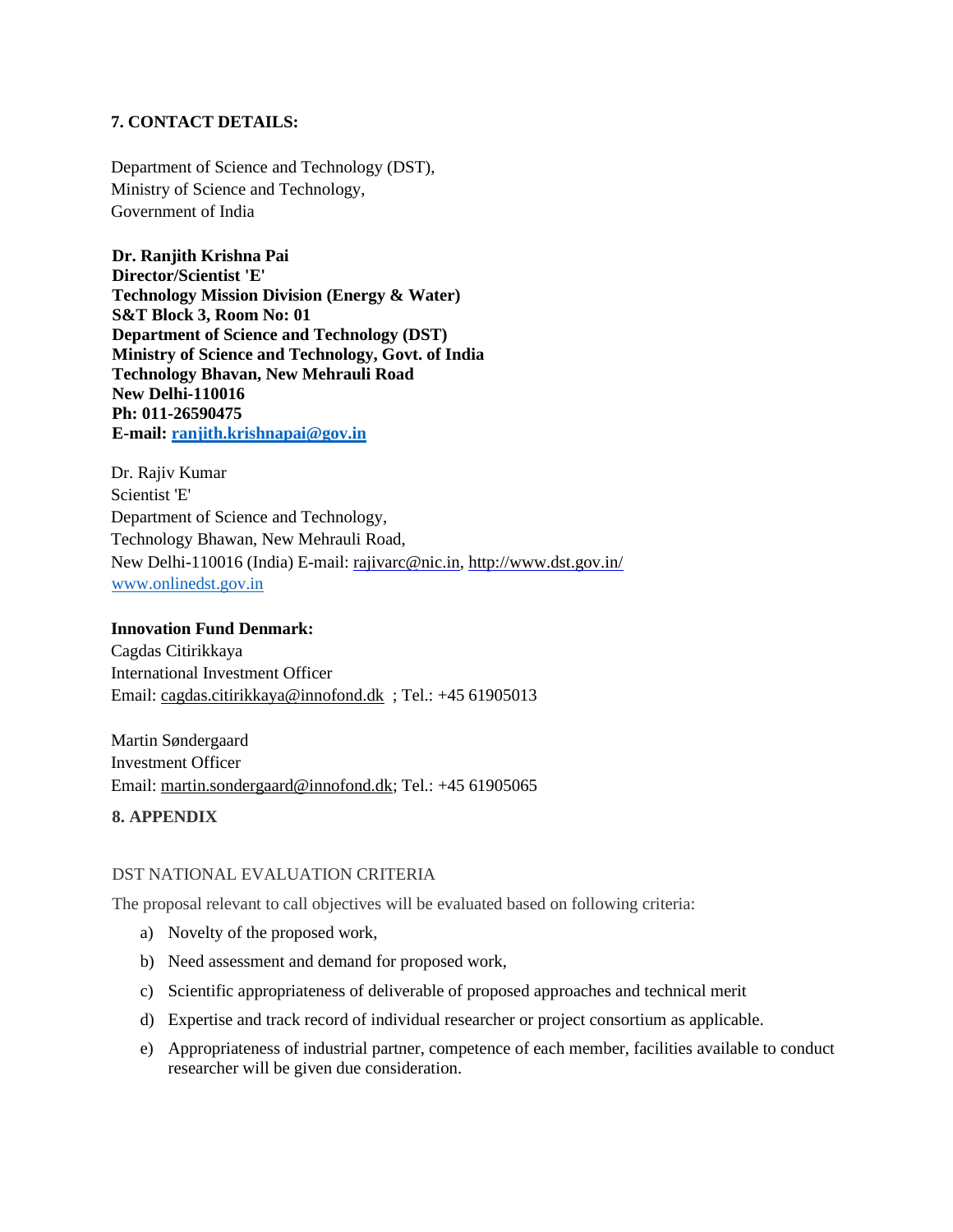## 7. CONTACT DETAILS:

Department of Science and Technology (DST),
Ministry of Science and Technology,
Government of India

**Dr. Ranjith Krishna Pai**
**Director/Scientist 'E'**
**Technology Mission Division (Energy & Water)**
**S&T Block 3, Room No: 01**
**Department of Science and Technology (DST)**
**Ministry of Science and Technology, Govt. of India**
**Technology Bhavan, New Mehrauli Road**
**New Delhi-110016**
**Ph: 011-26590475**
**E-mail: ranjith.krishnapai@gov.in**

Dr. Rajiv Kumar
Scientist 'E'
Department of Science and Technology,
Technology Bhawan, New Mehrauli Road,
New Delhi-110016 (India) E-mail: rajivarc@nic.in, http://www.dst.gov.in/
www.onlinedst.gov.in

**Innovation Fund Denmark:**
Cagdas Citirikkaya
International Investment Officer
Email: cagdas.citirikkaya@innofond.dk ; Tel.: +45 61905013

Martin Søndergaard
Investment Officer
Email: martin.sondergaard@innofond.dk; Tel.: +45 61905065

## 8. APPENDIX

### DST NATIONAL EVALUATION CRITERIA

The proposal relevant to call objectives will be evaluated based on following criteria:

a) Novelty of the proposed work,
b) Need assessment and demand for proposed work,
c) Scientific appropriateness of deliverable of proposed approaches and technical merit
d) Expertise and track record of individual researcher or project consortium as applicable.
e) Appropriateness of industrial partner, competence of each member, facilities available to conduct researcher will be given due consideration.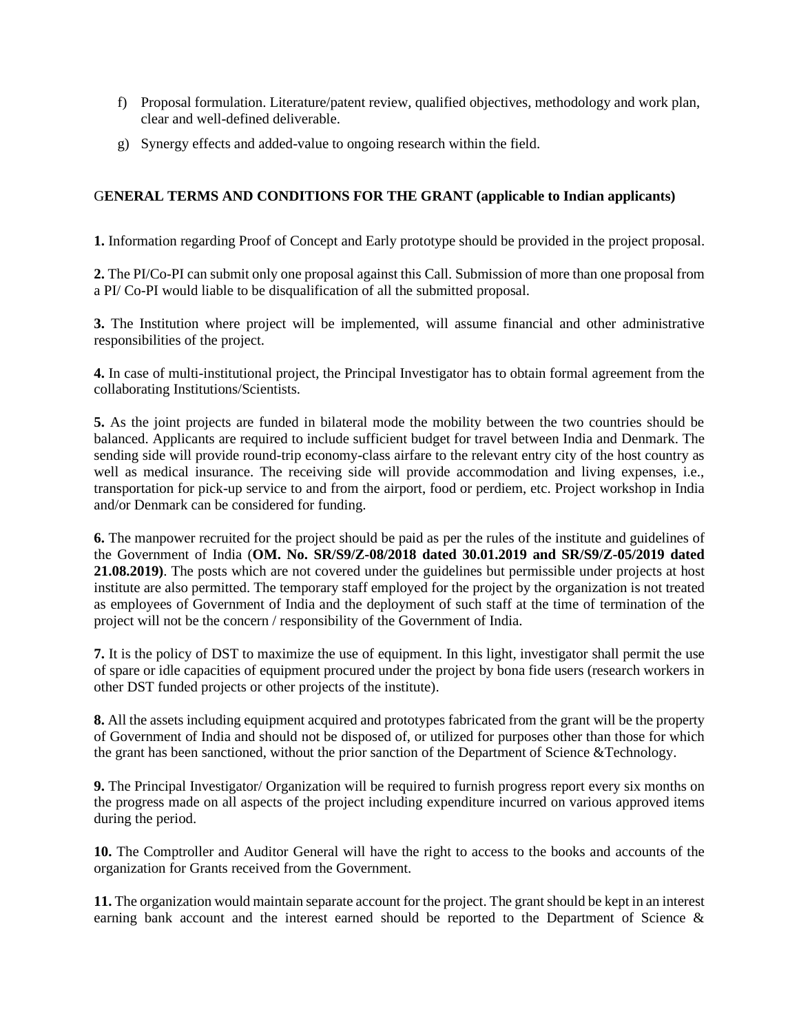f) Proposal formulation. Literature/patent review, qualified objectives, methodology and work plan, clear and well-defined deliverable.

g) Synergy effects and added-value to ongoing research within the field.

## GENERAL TERMS AND CONDITIONS FOR THE GRANT (applicable to Indian applicants)

**1.** Information regarding Proof of Concept and Early prototype should be provided in the project proposal.

**2.** The PI/Co-PI can submit only one proposal against this Call. Submission of more than one proposal from a PI/ Co-PI would liable to be disqualification of all the submitted proposal.

**3.** The Institution where project will be implemented, will assume financial and other administrative responsibilities of the project.

**4.** In case of multi-institutional project, the Principal Investigator has to obtain formal agreement from the collaborating Institutions/Scientists.

**5.** As the joint projects are funded in bilateral mode the mobility between the two countries should be balanced. Applicants are required to include sufficient budget for travel between India and Denmark. The sending side will provide round-trip economy-class airfare to the relevant entry city of the host country as well as medical insurance. The receiving side will provide accommodation and living expenses, i.e., transportation for pick-up service to and from the airport, food or perdiem, etc. Project workshop in India and/or Denmark can be considered for funding.

**6.** The manpower recruited for the project should be paid as per the rules of the institute and guidelines of the Government of India (**OM. No. SR/S9/Z-08/2018 dated 30.01.2019 and SR/S9/Z-05/2019 dated 21.08.2019)**. The posts which are not covered under the guidelines but permissible under projects at host institute are also permitted. The temporary staff employed for the project by the organization is not treated as employees of Government of India and the deployment of such staff at the time of termination of the project will not be the concern / responsibility of the Government of India.

**7.** It is the policy of DST to maximize the use of equipment. In this light, investigator shall permit the use of spare or idle capacities of equipment procured under the project by bona fide users (research workers in other DST funded projects or other projects of the institute).

**8.** All the assets including equipment acquired and prototypes fabricated from the grant will be the property of Government of India and should not be disposed of, or utilized for purposes other than those for which the grant has been sanctioned, without the prior sanction of the Department of Science &Technology.

**9.** The Principal Investigator/ Organization will be required to furnish progress report every six months on the progress made on all aspects of the project including expenditure incurred on various approved items during the period.

**10.** The Comptroller and Auditor General will have the right to access to the books and accounts of the organization for Grants received from the Government.

**11.** The organization would maintain separate account for the project. The grant should be kept in an interest earning bank account and the interest earned should be reported to the Department of Science &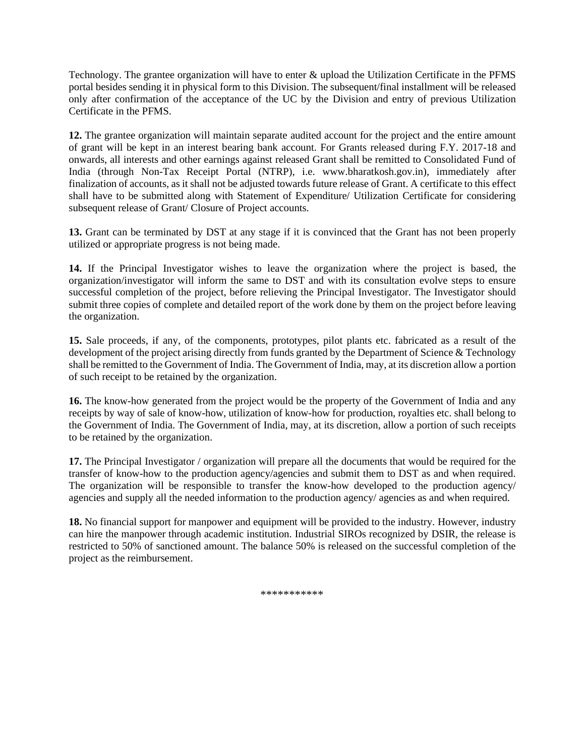Technology. The grantee organization will have to enter & upload the Utilization Certificate in the PFMS portal besides sending it in physical form to this Division. The subsequent/final installment will be released only after confirmation of the acceptance of the UC by the Division and entry of previous Utilization Certificate in the PFMS.

**12.** The grantee organization will maintain separate audited account for the project and the entire amount of grant will be kept in an interest bearing bank account. For Grants released during F.Y. 2017-18 and onwards, all interests and other earnings against released Grant shall be remitted to Consolidated Fund of India (through Non-Tax Receipt Portal (NTRP), i.e. www.bharatkosh.gov.in), immediately after finalization of accounts, as it shall not be adjusted towards future release of Grant. A certificate to this effect shall have to be submitted along with Statement of Expenditure/ Utilization Certificate for considering subsequent release of Grant/ Closure of Project accounts.

**13.** Grant can be terminated by DST at any stage if it is convinced that the Grant has not been properly utilized or appropriate progress is not being made.

**14.** If the Principal Investigator wishes to leave the organization where the project is based, the organization/investigator will inform the same to DST and with its consultation evolve steps to ensure successful completion of the project, before relieving the Principal Investigator. The Investigator should submit three copies of complete and detailed report of the work done by them on the project before leaving the organization.

**15.** Sale proceeds, if any, of the components, prototypes, pilot plants etc. fabricated as a result of the development of the project arising directly from funds granted by the Department of Science & Technology shall be remitted to the Government of India. The Government of India, may, at its discretion allow a portion of such receipt to be retained by the organization.

**16.** The know-how generated from the project would be the property of the Government of India and any receipts by way of sale of know-how, utilization of know-how for production, royalties etc. shall belong to the Government of India. The Government of India, may, at its discretion, allow a portion of such receipts to be retained by the organization.

**17.** The Principal Investigator / organization will prepare all the documents that would be required for the transfer of know-how to the production agency/agencies and submit them to DST as and when required. The organization will be responsible to transfer the know-how developed to the production agency/ agencies and supply all the needed information to the production agency/ agencies as and when required.

**18.** No financial support for manpower and equipment will be provided to the industry. However, industry can hire the manpower through academic institution. Industrial SIROs recognized by DSIR, the release is restricted to 50% of sanctioned amount. The balance 50% is released on the successful completion of the project as the reimbursement.

***********